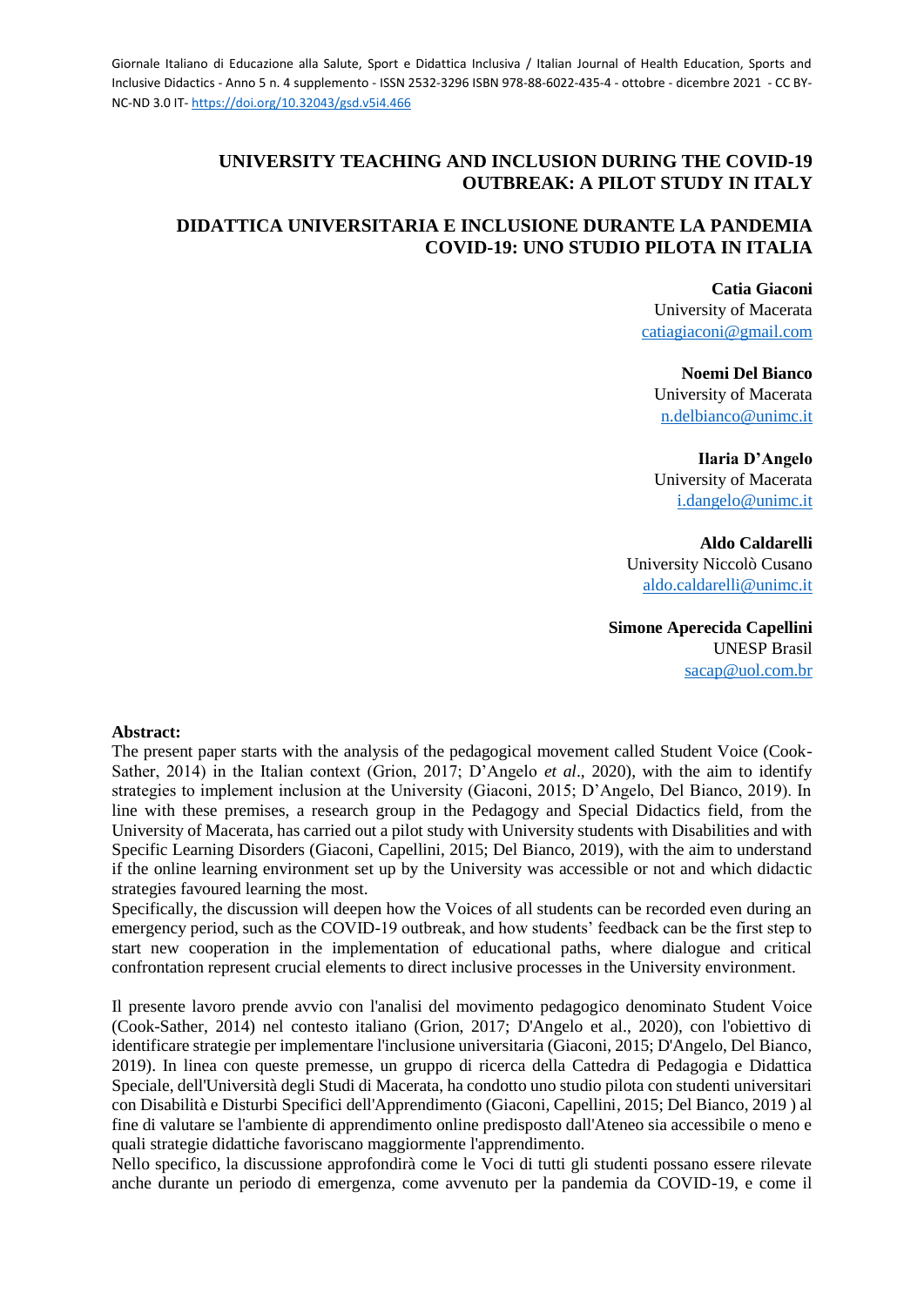# UNIVERSITY TEACHING AND INCLUSION DURING THE COVID-19 OUTBREAK: A PILOT STUDY IN ITALY

# DIDATTICA UNIVERSITARIA E INCLUSIONE DURANTE LA PANDEMIA COVID-19: UNO STUDIO PILOTA IN ITALIA

**Catia Giaconi**
University of Macerata
catiagiaconi@gmail.com

**Noemi Del Bianco**
University of Macerata
n.delbianco@unimc.it

**Ilaria D'Angelo**
University of Macerata
i.dangelo@unimc.it

**Aldo Caldarelli**
University Niccolò Cusano
aldo.caldarelli@unimc.it

**Simone Aperecida Capellini**
UNESP Brasil
sacap@uol.com.br

**Abstract:**

The present paper starts with the analysis of the pedagogical movement called Student Voice (Cook-Sather, 2014) in the Italian context (Grion, 2017; D'Angelo *et al*., 2020), with the aim to identify strategies to implement inclusion at the University (Giaconi, 2015; D'Angelo, Del Bianco, 2019). In line with these premises, a research group in the Pedagogy and Special Didactics field, from the University of Macerata, has carried out a pilot study with University students with Disabilities and with Specific Learning Disorders (Giaconi, Capellini, 2015; Del Bianco, 2019), with the aim to understand if the online learning environment set up by the University was accessible or not and which didactic strategies favoured learning the most.

Specifically, the discussion will deepen how the Voices of all students can be recorded even during an emergency period, such as the COVID-19 outbreak, and how students' feedback can be the first step to start new cooperation in the implementation of educational paths, where dialogue and critical confrontation represent crucial elements to direct inclusive processes in the University environment.

Il presente lavoro prende avvio con l'analisi del movimento pedagogico denominato Student Voice (Cook-Sather, 2014) nel contesto italiano (Grion, 2017; D'Angelo et al., 2020), con l'obiettivo di identificare strategie per implementare l'inclusione universitaria (Giaconi, 2015; D'Angelo, Del Bianco, 2019). In linea con queste premesse, un gruppo di ricerca della Cattedra di Pedagogia e Didattica Speciale, dell'Università degli Studi di Macerata, ha condotto uno studio pilota con studenti universitari con Disabilità e Disturbi Specifici dell'Apprendimento (Giaconi, Capellini, 2015; Del Bianco, 2019 ) al fine di valutare se l'ambiente di apprendimento online predisposto dall'Ateneo sia accessibile o meno e quali strategie didattiche favoriscano maggiormente l'apprendimento.

Nello specifico, la discussione approfondirà come le Voci di tutti gli studenti possano essere rilevate anche durante un periodo di emergenza, come avvenuto per la pandemia da COVID-19, e come il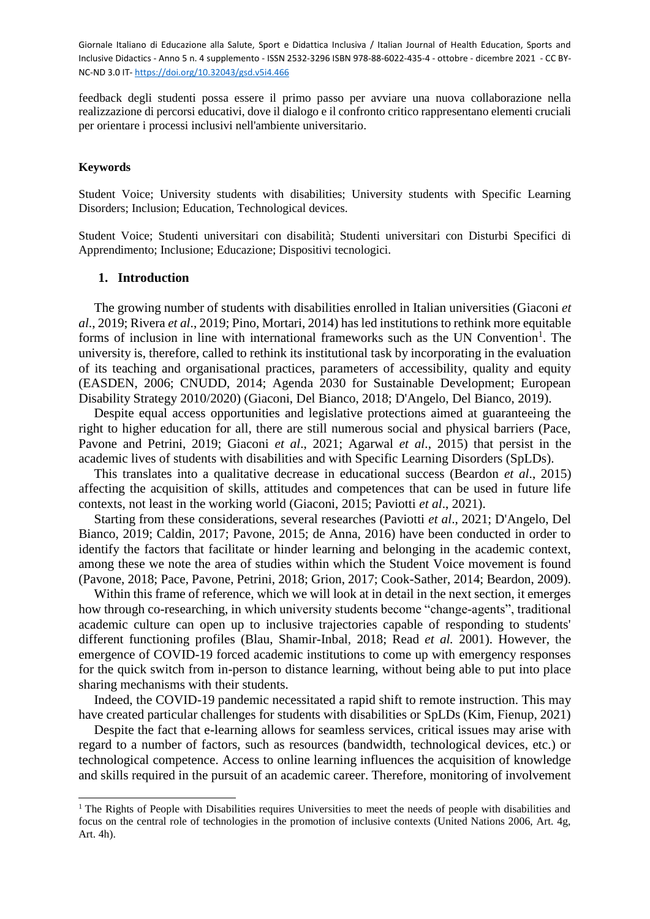feedback degli studenti possa essere il primo passo per avviare una nuova collaborazione nella realizzazione di percorsi educativi, dove il dialogo e il confronto critico rappresentano elementi cruciali per orientare i processi inclusivi nell'ambiente universitario.

**Keywords**

Student Voice; University students with disabilities; University students with Specific Learning Disorders; Inclusion; Education, Technological devices.

Student Voice; Studenti universitari con disabilità; Studenti universitari con Disturbi Specifici di Apprendimento; Inclusione; Educazione; Dispositivi tecnologici.

## 1. Introduction

The growing number of students with disabilities enrolled in Italian universities (Giaconi *et al*., 2019; Rivera *et al*., 2019; Pino, Mortari, 2014) has led institutions to rethink more equitable forms of inclusion in line with international frameworks such as the UN Convention[1]. The university is, therefore, called to rethink its institutional task by incorporating in the evaluation of its teaching and organisational practices, parameters of accessibility, quality and equity (EASDEN, 2006; CNUDD, 2014; Agenda 2030 for Sustainable Development; European Disability Strategy 2010/2020) (Giaconi, Del Bianco, 2018; D'Angelo, Del Bianco, 2019).

Despite equal access opportunities and legislative protections aimed at guaranteeing the right to higher education for all, there are still numerous social and physical barriers (Pace, Pavone and Petrini, 2019; Giaconi *et al*., 2021; Agarwal *et al*., 2015) that persist in the academic lives of students with disabilities and with Specific Learning Disorders (SpLDs).

This translates into a qualitative decrease in educational success (Beardon *et al*., 2015) affecting the acquisition of skills, attitudes and competences that can be used in future life contexts, not least in the working world (Giaconi, 2015; Paviotti *et al*., 2021).

Starting from these considerations, several researches (Paviotti *et al*., 2021; D'Angelo, Del Bianco, 2019; Caldin, 2017; Pavone, 2015; de Anna, 2016) have been conducted in order to identify the factors that facilitate or hinder learning and belonging in the academic context, among these we note the area of studies within which the Student Voice movement is found (Pavone, 2018; Pace, Pavone, Petrini, 2018; Grion, 2017; Cook-Sather, 2014; Beardon, 2009).

Within this frame of reference, which we will look at in detail in the next section, it emerges how through co-researching, in which university students become "change-agents", traditional academic culture can open up to inclusive trajectories capable of responding to students' different functioning profiles (Blau, Shamir-Inbal, 2018; Read *et al.* 2001). However, the emergence of COVID-19 forced academic institutions to come up with emergency responses for the quick switch from in-person to distance learning, without being able to put into place sharing mechanisms with their students.

Indeed, the COVID-19 pandemic necessitated a rapid shift to remote instruction. This may have created particular challenges for students with disabilities or SpLDs (Kim, Fienup, 2021)

Despite the fact that e-learning allows for seamless services, critical issues may arise with regard to a number of factors, such as resources (bandwidth, technological devices, etc.) or technological competence. Access to online learning influences the acquisition of knowledge and skills required in the pursuit of an academic career. Therefore, monitoring of involvement

---

[1] The Rights of People with Disabilities requires Universities to meet the needs of people with disabilities and focus on the central role of technologies in the promotion of inclusive contexts (United Nations 2006, Art. 4g, Art. 4h).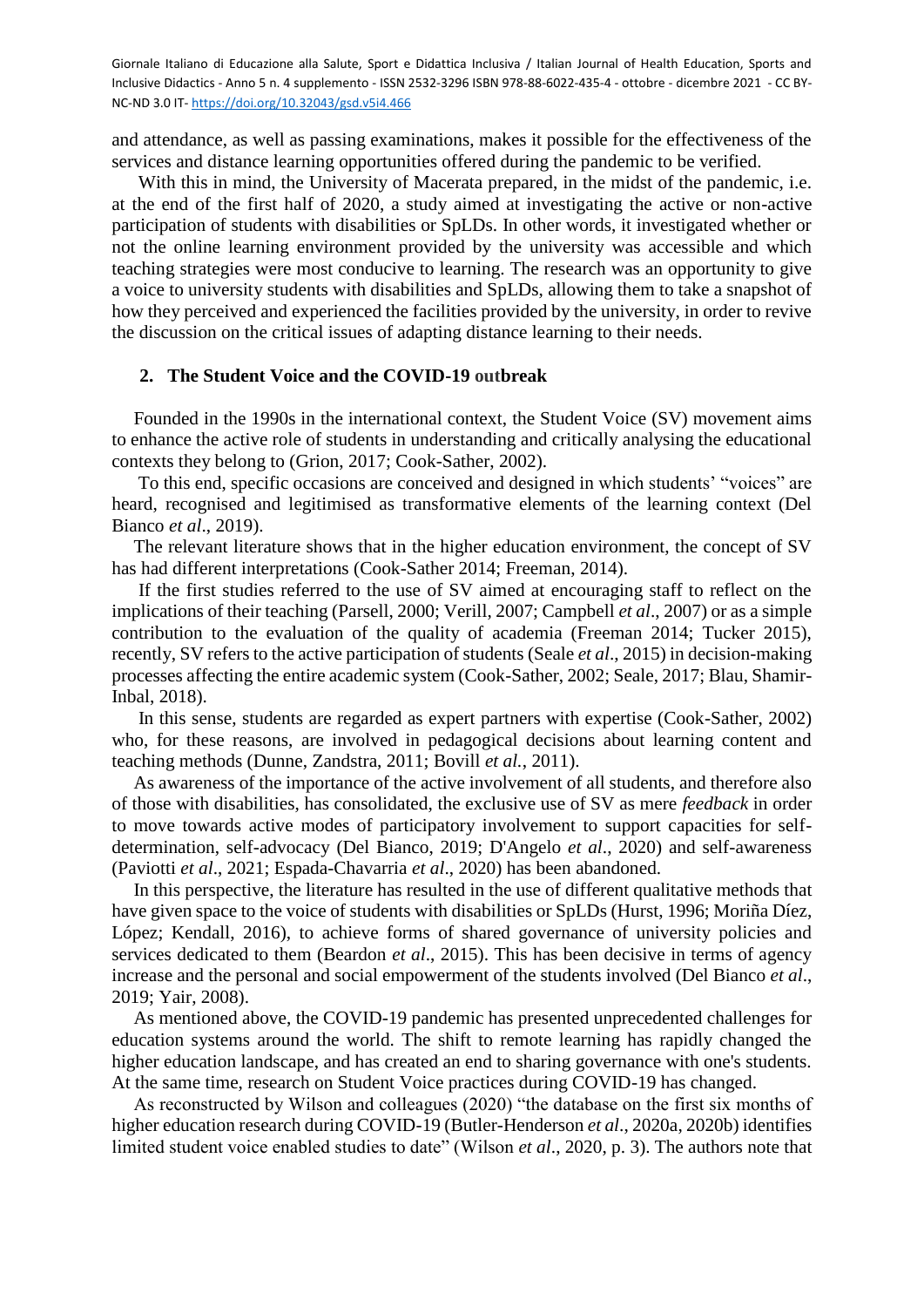and attendance, as well as passing examinations, makes it possible for the effectiveness of the services and distance learning opportunities offered during the pandemic to be verified.

With this in mind, the University of Macerata prepared, in the midst of the pandemic, i.e. at the end of the first half of 2020, a study aimed at investigating the active or non-active participation of students with disabilities or SpLDs. In other words, it investigated whether or not the online learning environment provided by the university was accessible and which teaching strategies were most conducive to learning. The research was an opportunity to give a voice to university students with disabilities and SpLDs, allowing them to take a snapshot of how they perceived and experienced the facilities provided by the university, in order to revive the discussion on the critical issues of adapting distance learning to their needs.

## 2. The Student Voice and the COVID-19 outbreak

Founded in the 1990s in the international context, the Student Voice (SV) movement aims to enhance the active role of students in understanding and critically analysing the educational contexts they belong to (Grion, 2017; Cook-Sather, 2002).

To this end, specific occasions are conceived and designed in which students' "voices" are heard, recognised and legitimised as transformative elements of the learning context (Del Bianco *et al*., 2019).

The relevant literature shows that in the higher education environment, the concept of SV has had different interpretations (Cook-Sather 2014; Freeman, 2014).

If the first studies referred to the use of SV aimed at encouraging staff to reflect on the implications of their teaching (Parsell, 2000; Verill, 2007; Campbell *et al*., 2007) or as a simple contribution to the evaluation of the quality of academia (Freeman 2014; Tucker 2015), recently, SV refers to the active participation of students (Seale *et al*., 2015) in decision-making processes affecting the entire academic system (Cook-Sather, 2002; Seale, 2017; Blau, Shamir-Inbal, 2018).

In this sense, students are regarded as expert partners with expertise (Cook-Sather, 2002) who, for these reasons, are involved in pedagogical decisions about learning content and teaching methods (Dunne, Zandstra, 2011; Bovill *et al.*, 2011).

As awareness of the importance of the active involvement of all students, and therefore also of those with disabilities, has consolidated, the exclusive use of SV as mere *feedback* in order to move towards active modes of participatory involvement to support capacities for self-determination, self-advocacy (Del Bianco, 2019; D'Angelo *et al*., 2020) and self-awareness (Paviotti *et al*., 2021; Espada-Chavarria *et al*., 2020) has been abandoned.

In this perspective, the literature has resulted in the use of different qualitative methods that have given space to the voice of students with disabilities or SpLDs (Hurst, 1996; Moriña Díez, López; Kendall, 2016), to achieve forms of shared governance of university policies and services dedicated to them (Beardon *et al*., 2015). This has been decisive in terms of agency increase and the personal and social empowerment of the students involved (Del Bianco *et al*., 2019; Yair, 2008).

As mentioned above, the COVID-19 pandemic has presented unprecedented challenges for education systems around the world. The shift to remote learning has rapidly changed the higher education landscape, and has created an end to sharing governance with one's students. At the same time, research on Student Voice practices during COVID-19 has changed.

As reconstructed by Wilson and colleagues (2020) "the database on the first six months of higher education research during COVID-19 (Butler-Henderson *et al*., 2020a, 2020b) identifies limited student voice enabled studies to date" (Wilson *et al*., 2020, p. 3). The authors note that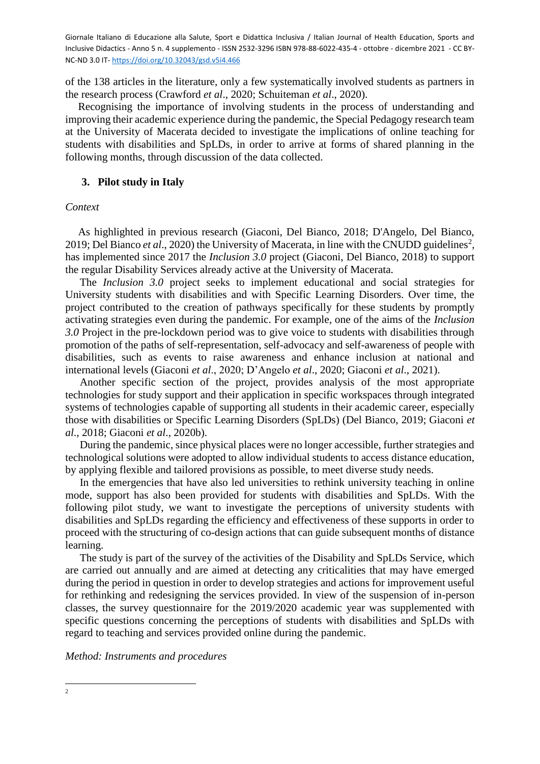of the 138 articles in the literature, only a few systematically involved students as partners in the research process (Crawford *et al*., 2020; Schuiteman *et al*., 2020).

Recognising the importance of involving students in the process of understanding and improving their academic experience during the pandemic, the Special Pedagogy research team at the University of Macerata decided to investigate the implications of online teaching for students with disabilities and SpLDs, in order to arrive at forms of shared planning in the following months, through discussion of the data collected.

## 3. Pilot study in Italy

*Context*

As highlighted in previous research (Giaconi, Del Bianco, 2018; D'Angelo, Del Bianco, 2019; Del Bianco *et al*., 2020) the University of Macerata, in line with the CNUDD guidelines[2], has implemented since 2017 the *Inclusion 3.0* project (Giaconi, Del Bianco, 2018) to support the regular Disability Services already active at the University of Macerata.

The *Inclusion 3.0* project seeks to implement educational and social strategies for University students with disabilities and with Specific Learning Disorders. Over time, the project contributed to the creation of pathways specifically for these students by promptly activating strategies even during the pandemic. For example, one of the aims of the *Inclusion 3.0* Project in the pre-lockdown period was to give voice to students with disabilities through promotion of the paths of self-representation, self-advocacy and self-awareness of people with disabilities, such as events to raise awareness and enhance inclusion at national and international levels (Giaconi *et al*., 2020; D'Angelo *et al*., 2020; Giaconi *et al*., 2021).

Another specific section of the project, provides analysis of the most appropriate technologies for study support and their application in specific workspaces through integrated systems of technologies capable of supporting all students in their academic career, especially those with disabilities or Specific Learning Disorders (SpLDs) (Del Bianco, 2019; Giaconi *et al*., 2018; Giaconi *et al*., 2020b).

During the pandemic, since physical places were no longer accessible, further strategies and technological solutions were adopted to allow individual students to access distance education, by applying flexible and tailored provisions as possible, to meet diverse study needs.

In the emergencies that have also led universities to rethink university teaching in online mode, support has also been provided for students with disabilities and SpLDs. With the following pilot study, we want to investigate the perceptions of university students with disabilities and SpLDs regarding the efficiency and effectiveness of these supports in order to proceed with the structuring of co-design actions that can guide subsequent months of distance learning.

The study is part of the survey of the activities of the Disability and SpLDs Service, which are carried out annually and are aimed at detecting any criticalities that may have emerged during the period in question in order to develop strategies and actions for improvement useful for rethinking and redesigning the services provided. In view of the suspension of in-person classes, the survey questionnaire for the 2019/2020 academic year was supplemented with specific questions concerning the perceptions of students with disabilities and SpLDs with regard to teaching and services provided online during the pandemic.

*Method: Instruments and procedures*

---

[2]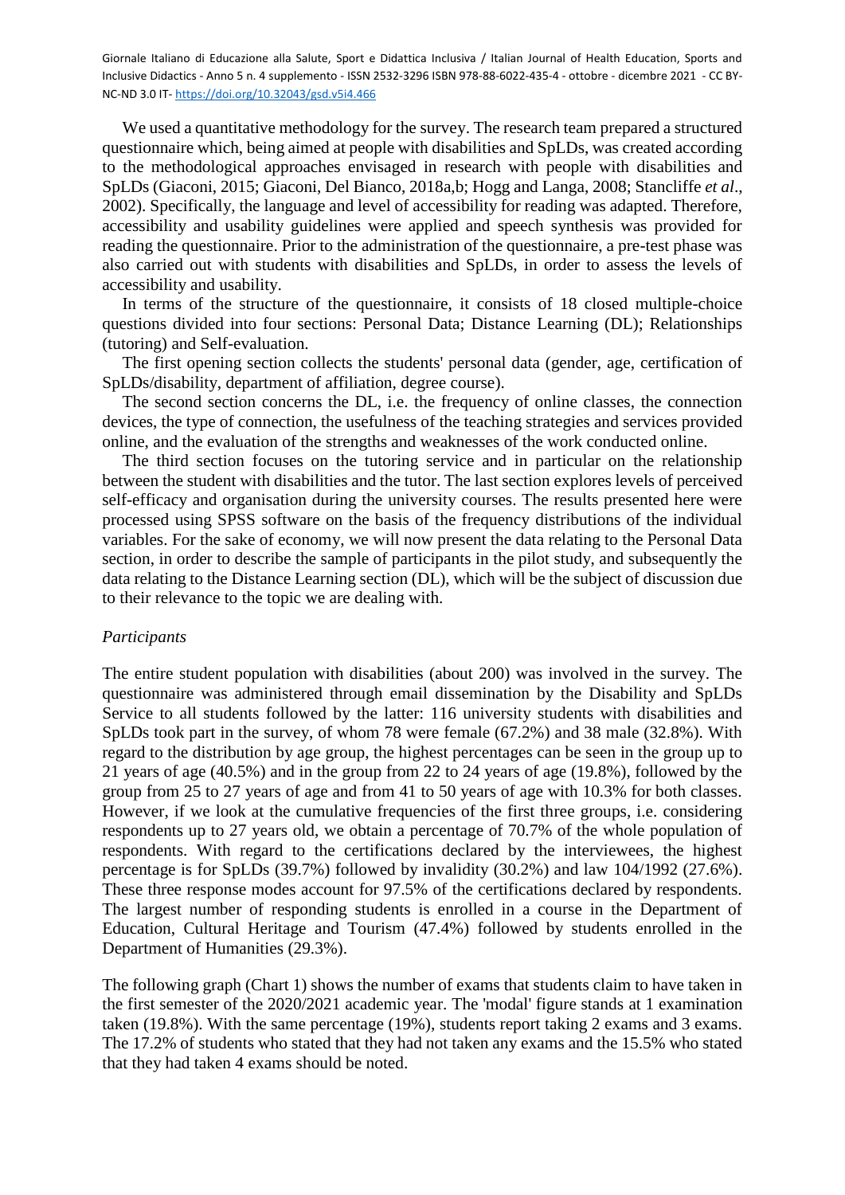We used a quantitative methodology for the survey. The research team prepared a structured questionnaire which, being aimed at people with disabilities and SpLDs, was created according to the methodological approaches envisaged in research with people with disabilities and SpLDs (Giaconi, 2015; Giaconi, Del Bianco, 2018a,b; Hogg and Langa, 2008; Stancliffe *et al*., 2002). Specifically, the language and level of accessibility for reading was adapted. Therefore, accessibility and usability guidelines were applied and speech synthesis was provided for reading the questionnaire. Prior to the administration of the questionnaire, a pre-test phase was also carried out with students with disabilities and SpLDs, in order to assess the levels of accessibility and usability.

In terms of the structure of the questionnaire, it consists of 18 closed multiple-choice questions divided into four sections: Personal Data; Distance Learning (DL); Relationships (tutoring) and Self-evaluation.

The first opening section collects the students' personal data (gender, age, certification of SpLDs/disability, department of affiliation, degree course).

The second section concerns the DL, i.e. the frequency of online classes, the connection devices, the type of connection, the usefulness of the teaching strategies and services provided online, and the evaluation of the strengths and weaknesses of the work conducted online.

The third section focuses on the tutoring service and in particular on the relationship between the student with disabilities and the tutor. The last section explores levels of perceived self-efficacy and organisation during the university courses. The results presented here were processed using SPSS software on the basis of the frequency distributions of the individual variables. For the sake of economy, we will now present the data relating to the Personal Data section, in order to describe the sample of participants in the pilot study, and subsequently the data relating to the Distance Learning section (DL), which will be the subject of discussion due to their relevance to the topic we are dealing with.

*Participants*

The entire student population with disabilities (about 200) was involved in the survey. The questionnaire was administered through email dissemination by the Disability and SpLDs Service to all students followed by the latter: 116 university students with disabilities and SpLDs took part in the survey, of whom 78 were female (67.2%) and 38 male (32.8%). With regard to the distribution by age group, the highest percentages can be seen in the group up to 21 years of age (40.5%) and in the group from 22 to 24 years of age (19.8%), followed by the group from 25 to 27 years of age and from 41 to 50 years of age with 10.3% for both classes. However, if we look at the cumulative frequencies of the first three groups, i.e. considering respondents up to 27 years old, we obtain a percentage of 70.7% of the whole population of respondents. With regard to the certifications declared by the interviewees, the highest percentage is for SpLDs (39.7%) followed by invalidity (30.2%) and law 104/1992 (27.6%). These three response modes account for 97.5% of the certifications declared by respondents. The largest number of responding students is enrolled in a course in the Department of Education, Cultural Heritage and Tourism (47.4%) followed by students enrolled in the Department of Humanities (29.3%).

The following graph (Chart 1) shows the number of exams that students claim to have taken in the first semester of the 2020/2021 academic year. The 'modal' figure stands at 1 examination taken (19.8%). With the same percentage (19%), students report taking 2 exams and 3 exams. The 17.2% of students who stated that they had not taken any exams and the 15.5% who stated that they had taken 4 exams should be noted.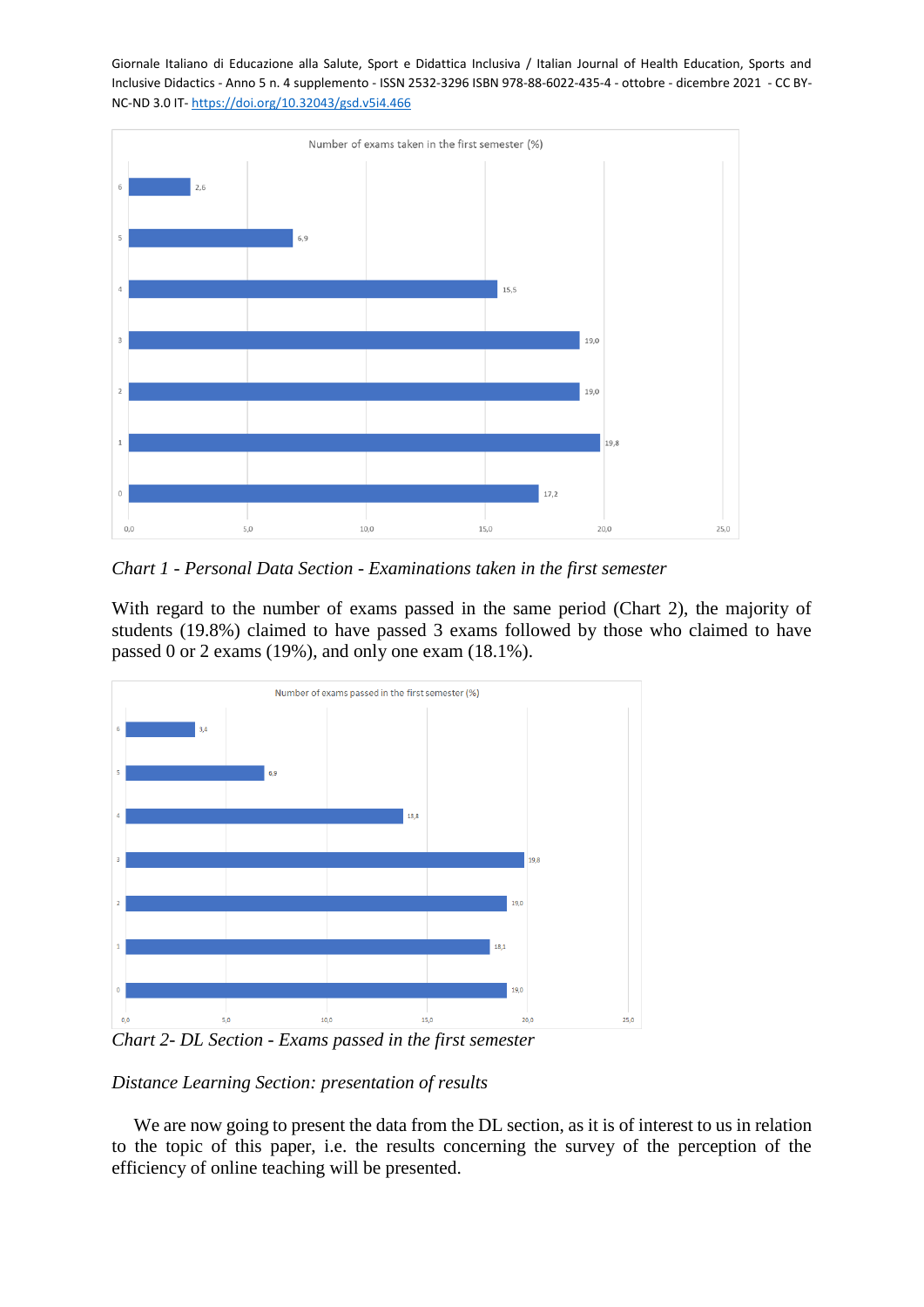Chart 1 - Personal Data Section - Examinations taken in the first semester

| Number of exams taken in the first semester | % |
|---|---|
| 6 | 2,6 |
| 5 | 6,9 |
| 4 | 15,5 |
| 3 | 19,0 |
| 2 | 19,0 |
| 1 | 19,8 |
| 0 | 17,2 |

*Chart 1 - Personal Data Section - Examinations taken in the first semester*

With regard to the number of exams passed in the same period (Chart 2), the majority of students (19.8%) claimed to have passed 3 exams followed by those who claimed to have passed 0 or 2 exams (19%), and only one exam (18.1%).

| Number of exams passed in the first semester | % |
|---|---|
| 6 | 3,4 |
| 5 | 6,9 |
| 4 | 13,8 |
| 3 | 19,8 |
| 2 | 19,0 |
| 1 | 18,1 |
| 0 | 19,0 |

*Chart 2- DL Section - Exams passed in the first semester*

*Distance Learning Section: presentation of results*

We are now going to present the data from the DL section, as it is of interest to us in relation to the topic of this paper, i.e. the results concerning the survey of the perception of the efficiency of online teaching will be presented.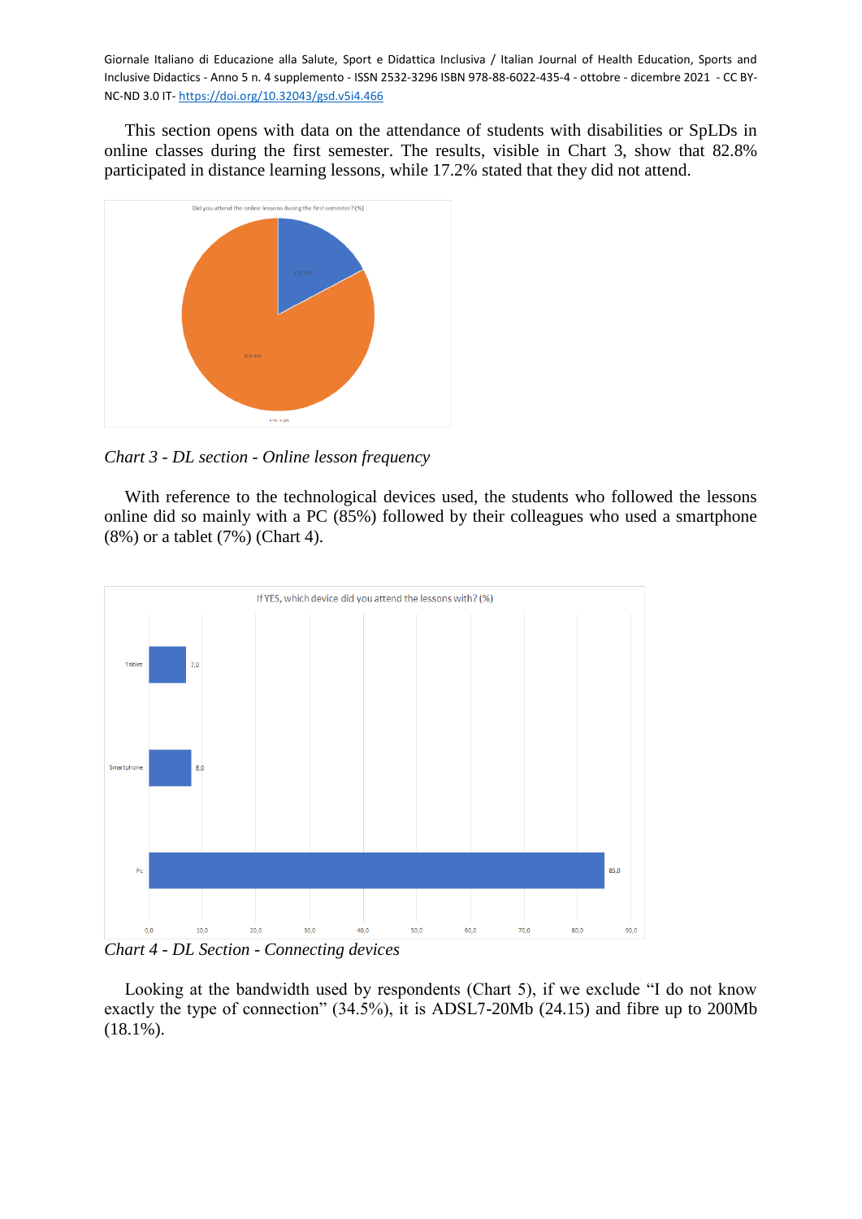This section opens with data on the attendance of students with disabilities or SpLDs in online classes during the first semester. The results, visible in Chart 3, show that 82.8% participated in distance learning lessons, while 17.2% stated that they did not attend.

*Chart 3 - DL section - Online lesson frequency*

With reference to the technological devices used, the students who followed the lessons online did so mainly with a PC (85%) followed by their colleagues who used a smartphone (8%) or a tablet (7%) (Chart 4).

*Chart 4 - DL Section - Connecting devices*

Looking at the bandwidth used by respondents (Chart 5), if we exclude "I do not know exactly the type of connection" (34.5%), it is ADSL7-20Mb (24.15) and fibre up to 200Mb (18.1%).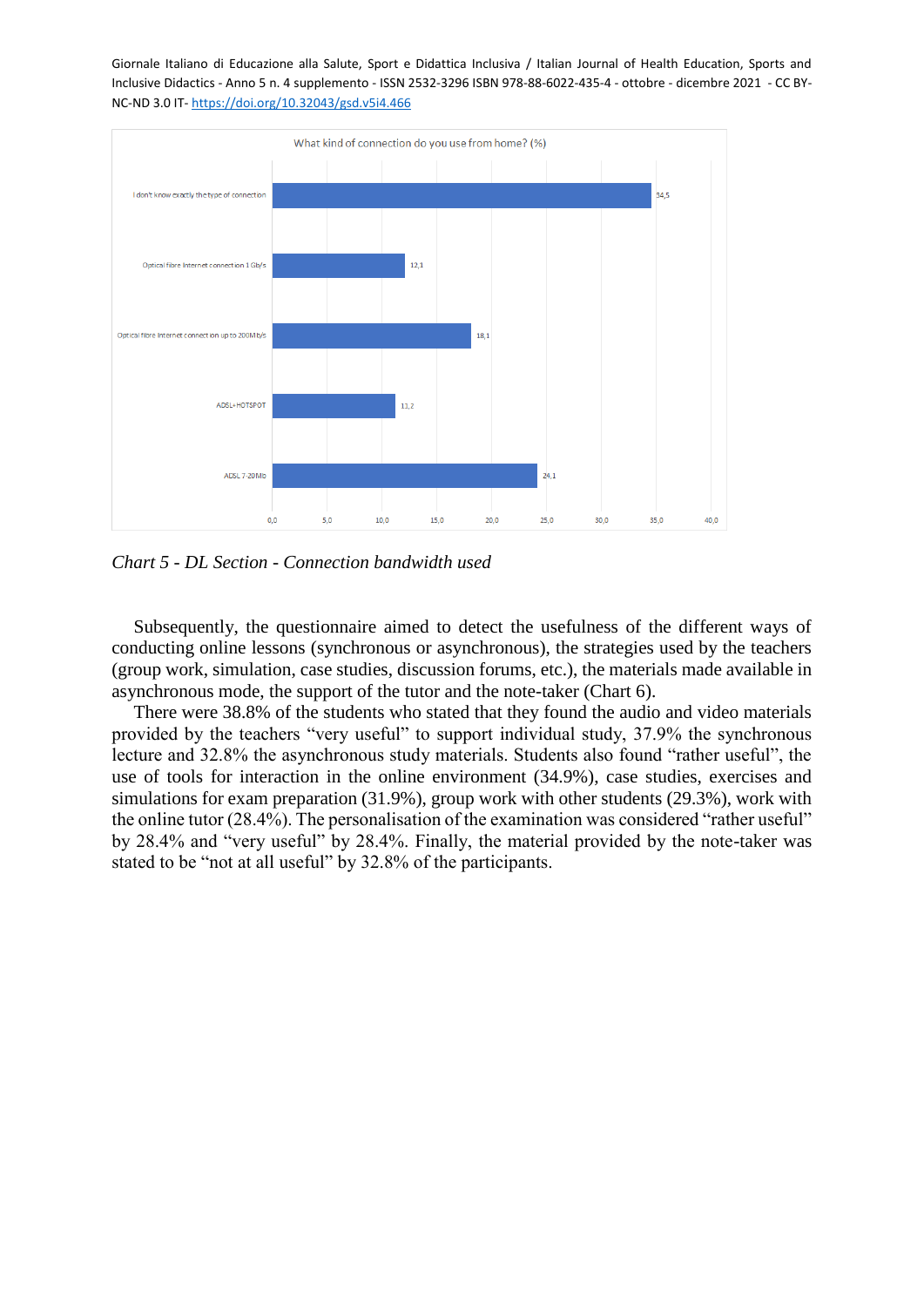What kind of connection do you use from home? (%)

| Connection | % |
|---|---|
| I don't know exactly the type of connection | 34,5 |
| Optical fibre Internet connection 1 Gb/s | 12,1 |
| Optical fibre Internet connection up to 200Mb/s | 18,1 |
| ADSL+HOTSPOT | 11,2 |
| ADSL 7-20Mb | 24,1 |

*Chart 5 - DL Section - Connection bandwidth used*

Subsequently, the questionnaire aimed to detect the usefulness of the different ways of conducting online lessons (synchronous or asynchronous), the strategies used by the teachers (group work, simulation, case studies, discussion forums, etc.), the materials made available in asynchronous mode, the support of the tutor and the note-taker (Chart 6).

There were 38.8% of the students who stated that they found the audio and video materials provided by the teachers "very useful" to support individual study, 37.9% the synchronous lecture and 32.8% the asynchronous study materials. Students also found "rather useful", the use of tools for interaction in the online environment (34.9%), case studies, exercises and simulations for exam preparation (31.9%), group work with other students (29.3%), work with the online tutor (28.4%). The personalisation of the examination was considered "rather useful" by 28.4% and "very useful" by 28.4%. Finally, the material provided by the note-taker was stated to be "not at all useful" by 32.8% of the participants.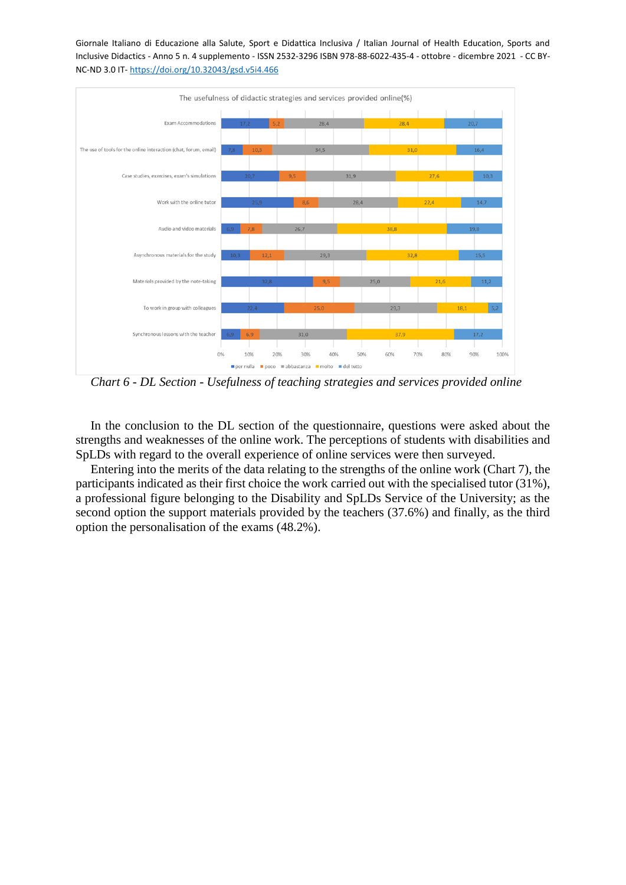The usefulness of didactic strategies and services provided online(%)

| | per nulla | poco | abbastanza | molto | del tutto |
|---|---|---|---|---|---|
| Exam Accommodations | 17,2 | 5,2 | 28,4 | 28,4 | 20,7 |
| The use of tools for the online interaction (chat, forum, email) | 7,8 | 10,3 | 34,5 | 31,0 | 16,4 |
| Case studies, exercises, exam's simulations | 20,7 | 9,5 | 31,9 | 27,6 | 10,3 |
| Work with the online tutor | 25,9 | 8,6 | 28,4 | 22,4 | 14,7 |
| Audio and video materials | 6,9 | 7,8 | 26,7 | 38,8 | 19,8 |
| Asynchronous materials for the study | 10,3 | 12,1 | 29,3 | 32,8 | 15,5 |
| Materials provided by the note-taking | 32,8 | 9,5 | 25,0 | 21,6 | 11,2 |
| To work in group with colleagues | 22,4 | 25,0 | 29,3 | 18,1 | 5,2 |
| Synchronous lessons with the teacher | 6,9 | 6,9 | 31,0 | 37,9 | 17,2 |

*Chart 6 - DL Section - Usefulness of teaching strategies and services provided online*

In the conclusion to the DL section of the questionnaire, questions were asked about the strengths and weaknesses of the online work. The perceptions of students with disabilities and SpLDs with regard to the overall experience of online services were then surveyed.

Entering into the merits of the data relating to the strengths of the online work (Chart 7), the participants indicated as their first choice the work carried out with the specialised tutor (31%), a professional figure belonging to the Disability and SpLDs Service of the University; as the second option the support materials provided by the teachers (37.6%) and finally, as the third option the personalisation of the exams (48.2%).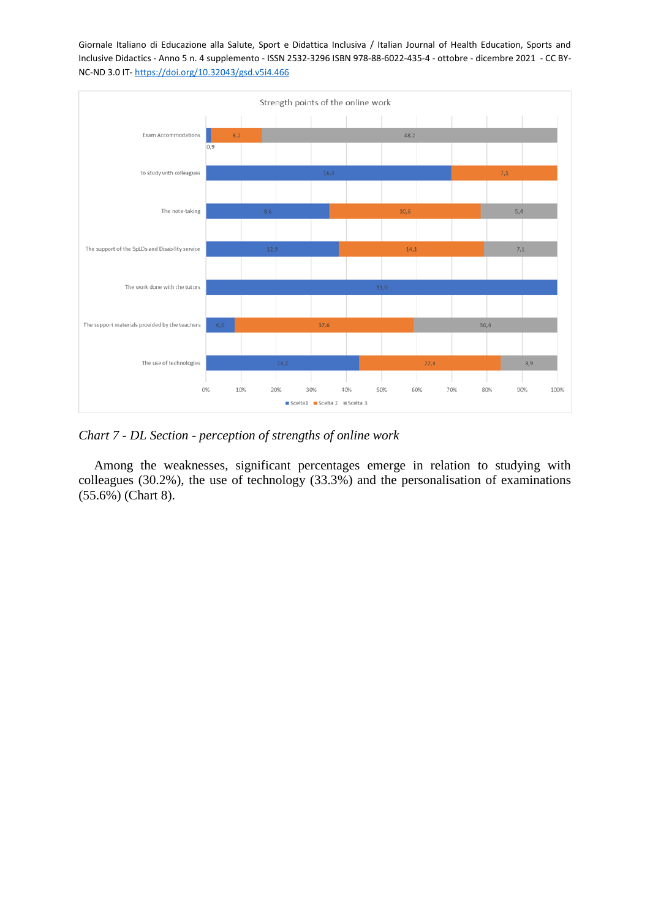Strength points of the online work

| | Scelta 1 | Scelta 2 | Scelta 3 |
|---|---|---|---|
| Exam Accommodations | 0,9 | 8,2 | 48,2 |
| to study with colleagues | 16,4 | 7,1 | |
| The note-taking | 8,6 | 10,6 | 5,4 |
| The support of the SpLDs and Disability service | 12,9 | 14,1 | 7,1 |
| The work done with the tutors | 31,0 | | |
| The support materials provided by the teachers | 6,0 | 37,6 | 30,4 |
| The use of technologies | 24,1 | 22,4 | 8,9 |

*Chart 7 - DL Section - perception of strengths of online work*

Among the weaknesses, significant percentages emerge in relation to studying with colleagues (30.2%), the use of technology (33.3%) and the personalisation of examinations (55.6%) (Chart 8).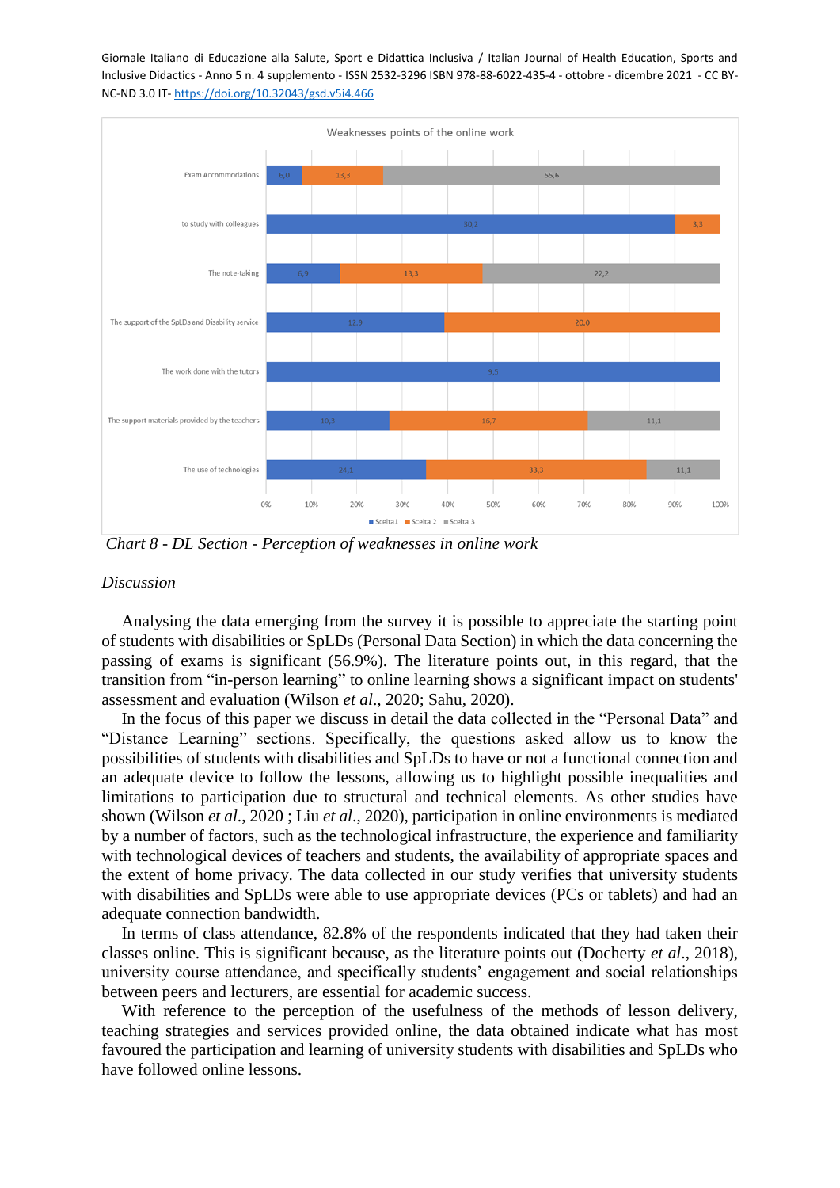Weaknesses points of the online work

| | Scelta 1 | Scelta 2 | Scelta 3 |
|---|---|---|---|
| Exam Accommodations | 6,0 | 13,3 | 55,6 |
| to study with colleagues | 30,2 | 3,3 | |
| The note-taking | 6,9 | 13,3 | 22,2 |
| The support of the SpLDs and Disability service | 12,9 | 20,0 | |
| The work done with the tutors | 9,5 | | |
| The support materials provided by the teachers | 10,3 | 16,7 | 11,1 |
| The use of technologies | 24,1 | 33,3 | 11,1 |

*Chart 8 - DL Section - Perception of weaknesses in online work*

### *Discussion*

Analysing the data emerging from the survey it is possible to appreciate the starting point of students with disabilities or SpLDs (Personal Data Section) in which the data concerning the passing of exams is significant (56.9%). The literature points out, in this regard, that the transition from "in-person learning" to online learning shows a significant impact on students' assessment and evaluation (Wilson *et al*., 2020; Sahu, 2020).

In the focus of this paper we discuss in detail the data collected in the "Personal Data" and "Distance Learning" sections. Specifically, the questions asked allow us to know the possibilities of students with disabilities and SpLDs to have or not a functional connection and an adequate device to follow the lessons, allowing us to highlight possible inequalities and limitations to participation due to structural and technical elements. As other studies have shown (Wilson *et al*., 2020 ; Liu *et al*., 2020), participation in online environments is mediated by a number of factors, such as the technological infrastructure, the experience and familiarity with technological devices of teachers and students, the availability of appropriate spaces and the extent of home privacy. The data collected in our study verifies that university students with disabilities and SpLDs were able to use appropriate devices (PCs or tablets) and had an adequate connection bandwidth.

In terms of class attendance, 82.8% of the respondents indicated that they had taken their classes online. This is significant because, as the literature points out (Docherty *et al*., 2018), university course attendance, and specifically students' engagement and social relationships between peers and lecturers, are essential for academic success.

With reference to the perception of the usefulness of the methods of lesson delivery, teaching strategies and services provided online, the data obtained indicate what has most favoured the participation and learning of university students with disabilities and SpLDs who have followed online lessons.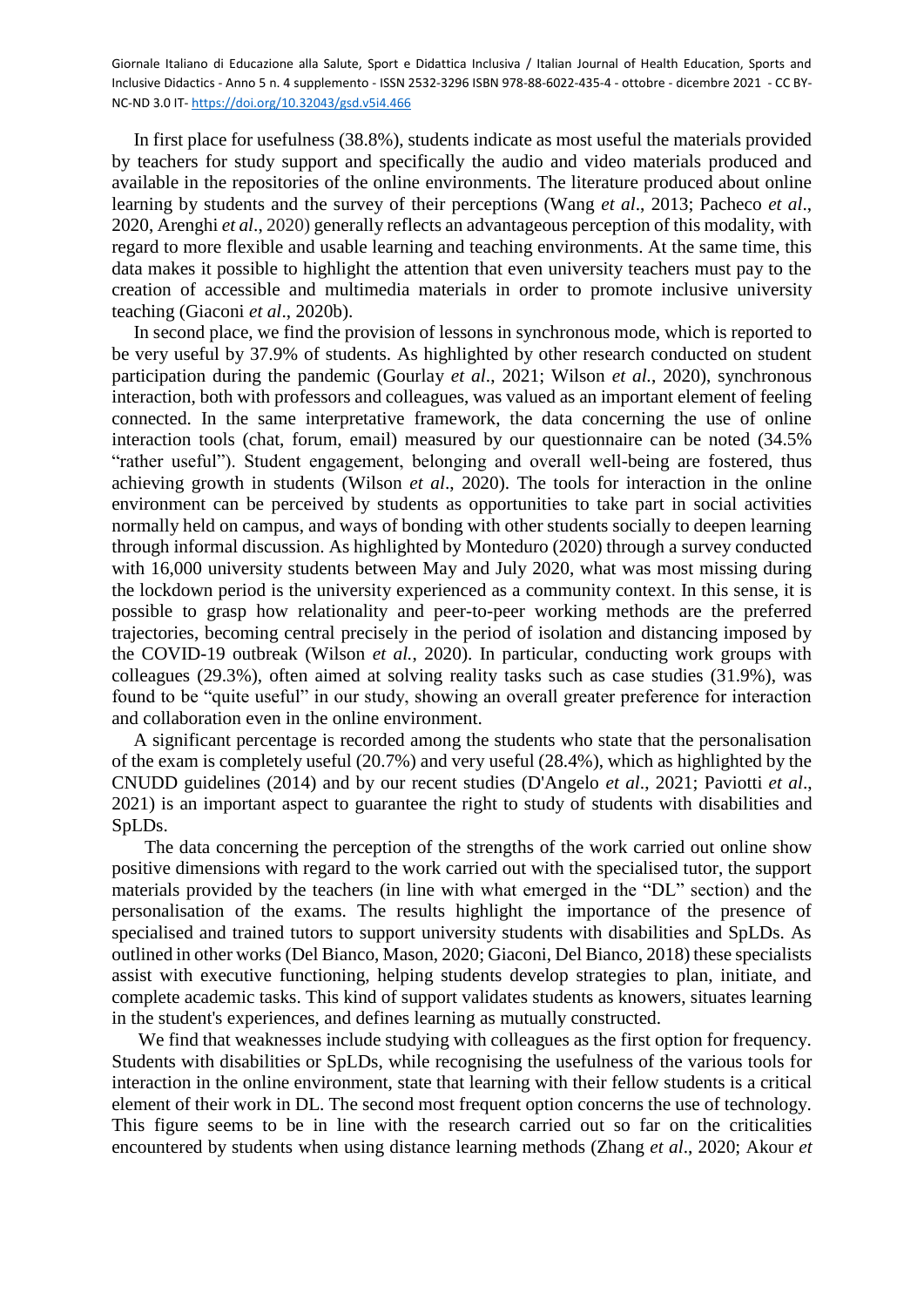In first place for usefulness (38.8%), students indicate as most useful the materials provided by teachers for study support and specifically the audio and video materials produced and available in the repositories of the online environments. The literature produced about online learning by students and the survey of their perceptions (Wang *et al*., 2013; Pacheco *et al*., 2020, Arenghi *et al*., 2020) generally reflects an advantageous perception of this modality, with regard to more flexible and usable learning and teaching environments. At the same time, this data makes it possible to highlight the attention that even university teachers must pay to the creation of accessible and multimedia materials in order to promote inclusive university teaching (Giaconi *et al*., 2020b).

In second place, we find the provision of lessons in synchronous mode, which is reported to be very useful by 37.9% of students. As highlighted by other research conducted on student participation during the pandemic (Gourlay *et al*., 2021; Wilson *et al.*, 2020), synchronous interaction, both with professors and colleagues, was valued as an important element of feeling connected. In the same interpretative framework, the data concerning the use of online interaction tools (chat, forum, email) measured by our questionnaire can be noted (34.5% "rather useful"). Student engagement, belonging and overall well-being are fostered, thus achieving growth in students (Wilson *et al*., 2020). The tools for interaction in the online environment can be perceived by students as opportunities to take part in social activities normally held on campus, and ways of bonding with other students socially to deepen learning through informal discussion. As highlighted by Monteduro (2020) through a survey conducted with 16,000 university students between May and July 2020, what was most missing during the lockdown period is the university experienced as a community context. In this sense, it is possible to grasp how relationality and peer-to-peer working methods are the preferred trajectories, becoming central precisely in the period of isolation and distancing imposed by the COVID-19 outbreak (Wilson *et al.*, 2020). In particular, conducting work groups with colleagues (29.3%), often aimed at solving reality tasks such as case studies (31.9%), was found to be "quite useful" in our study, showing an overall greater preference for interaction and collaboration even in the online environment.

A significant percentage is recorded among the students who state that the personalisation of the exam is completely useful (20.7%) and very useful (28.4%), which as highlighted by the CNUDD guidelines (2014) and by our recent studies (D'Angelo *et al*., 2021; Paviotti *et al*., 2021) is an important aspect to guarantee the right to study of students with disabilities and SpLDs.

The data concerning the perception of the strengths of the work carried out online show positive dimensions with regard to the work carried out with the specialised tutor, the support materials provided by the teachers (in line with what emerged in the "DL" section) and the personalisation of the exams. The results highlight the importance of the presence of specialised and trained tutors to support university students with disabilities and SpLDs. As outlined in other works (Del Bianco, Mason, 2020; Giaconi, Del Bianco, 2018) these specialists assist with executive functioning, helping students develop strategies to plan, initiate, and complete academic tasks. This kind of support validates students as knowers, situates learning in the student's experiences, and defines learning as mutually constructed.

We find that weaknesses include studying with colleagues as the first option for frequency. Students with disabilities or SpLDs, while recognising the usefulness of the various tools for interaction in the online environment, state that learning with their fellow students is a critical element of their work in DL. The second most frequent option concerns the use of technology. This figure seems to be in line with the research carried out so far on the criticalities encountered by students when using distance learning methods (Zhang *et al*., 2020; Akour *et*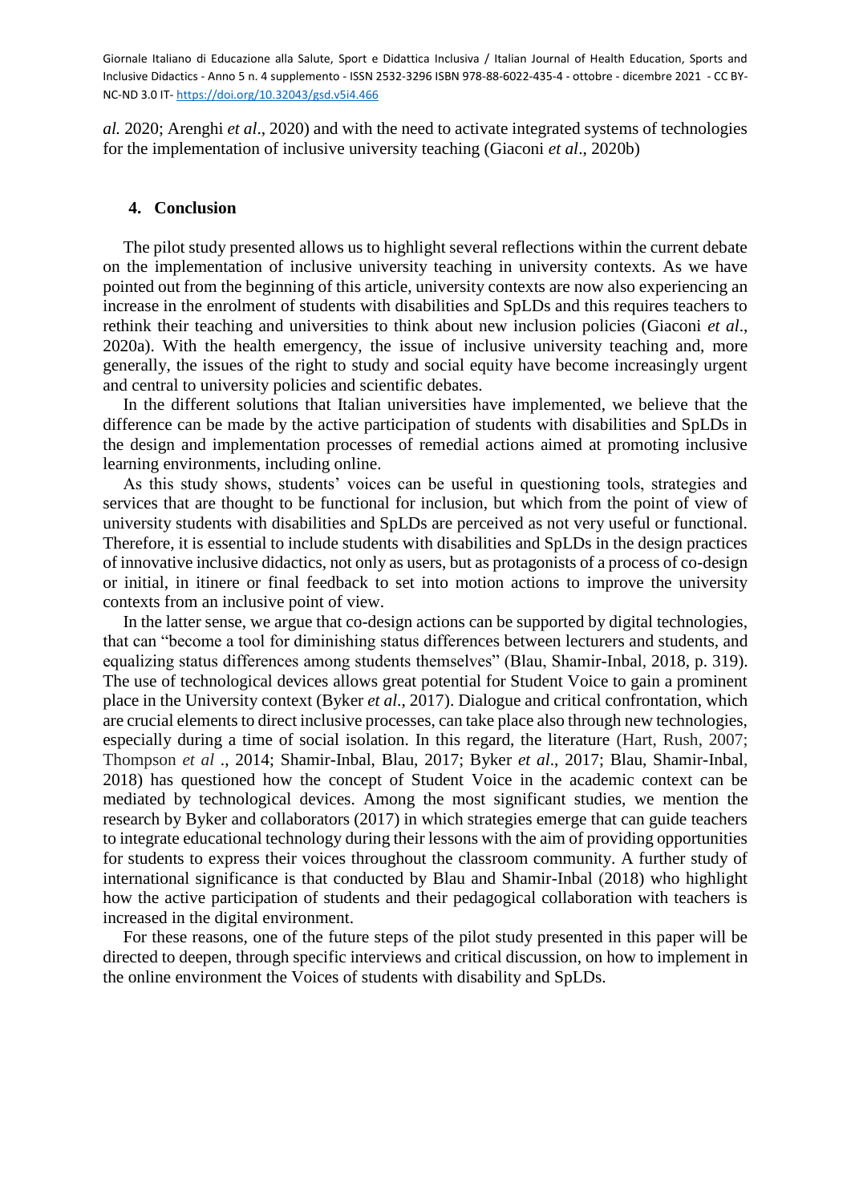*al.* 2020; Arenghi *et al*., 2020) and with the need to activate integrated systems of technologies for the implementation of inclusive university teaching (Giaconi *et al*., 2020b)

## 4. Conclusion

The pilot study presented allows us to highlight several reflections within the current debate on the implementation of inclusive university teaching in university contexts. As we have pointed out from the beginning of this article, university contexts are now also experiencing an increase in the enrolment of students with disabilities and SpLDs and this requires teachers to rethink their teaching and universities to think about new inclusion policies (Giaconi *et al*., 2020a). With the health emergency, the issue of inclusive university teaching and, more generally, the issues of the right to study and social equity have become increasingly urgent and central to university policies and scientific debates.

In the different solutions that Italian universities have implemented, we believe that the difference can be made by the active participation of students with disabilities and SpLDs in the design and implementation processes of remedial actions aimed at promoting inclusive learning environments, including online.

As this study shows, students' voices can be useful in questioning tools, strategies and services that are thought to be functional for inclusion, but which from the point of view of university students with disabilities and SpLDs are perceived as not very useful or functional. Therefore, it is essential to include students with disabilities and SpLDs in the design practices of innovative inclusive didactics, not only as users, but as protagonists of a process of co-design or initial, in itinere or final feedback to set into motion actions to improve the university contexts from an inclusive point of view.

In the latter sense, we argue that co-design actions can be supported by digital technologies, that can "become a tool for diminishing status differences between lecturers and students, and equalizing status differences among students themselves" (Blau, Shamir-Inbal, 2018, p. 319). The use of technological devices allows great potential for Student Voice to gain a prominent place in the University context (Byker *et al*., 2017). Dialogue and critical confrontation, which are crucial elements to direct inclusive processes, can take place also through new technologies, especially during a time of social isolation. In this regard, the literature (Hart, Rush, 2007; Thompson *et al* ., 2014; Shamir-Inbal, Blau, 2017; Byker *et al*., 2017; Blau, Shamir-Inbal, 2018) has questioned how the concept of Student Voice in the academic context can be mediated by technological devices. Among the most significant studies, we mention the research by Byker and collaborators (2017) in which strategies emerge that can guide teachers to integrate educational technology during their lessons with the aim of providing opportunities for students to express their voices throughout the classroom community. A further study of international significance is that conducted by Blau and Shamir-Inbal (2018) who highlight how the active participation of students and their pedagogical collaboration with teachers is increased in the digital environment.

For these reasons, one of the future steps of the pilot study presented in this paper will be directed to deepen, through specific interviews and critical discussion, on how to implement in the online environment the Voices of students with disability and SpLDs.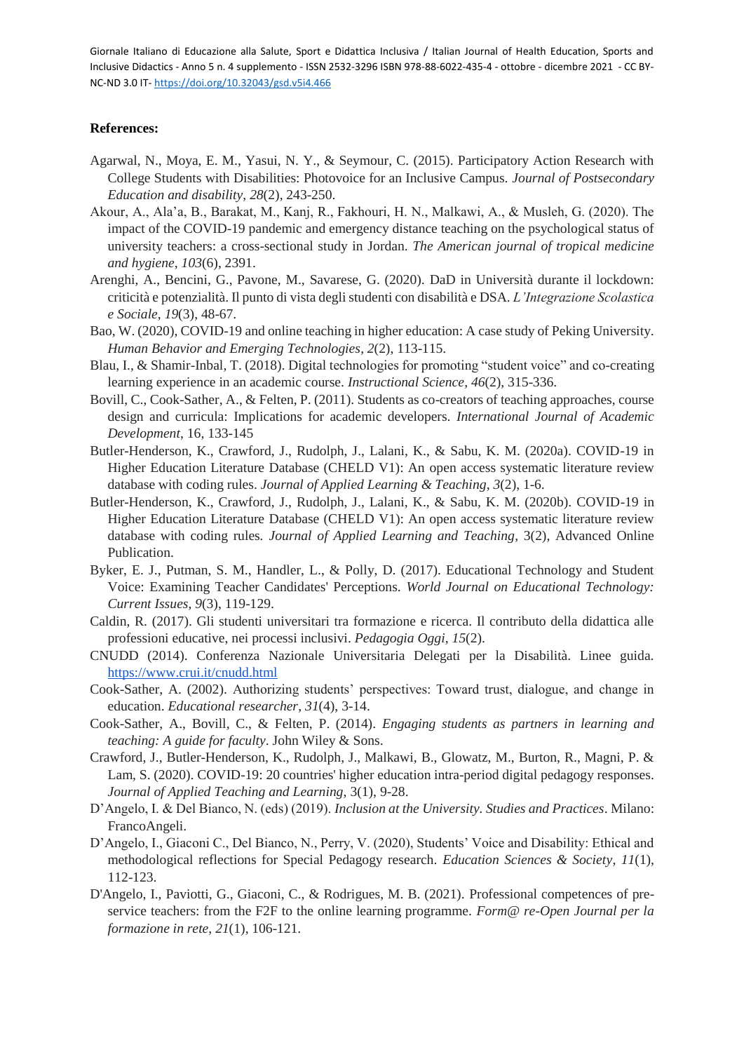**References:**

Agarwal, N., Moya, E. M., Yasui, N. Y., & Seymour, C. (2015). Participatory Action Research with College Students with Disabilities: Photovoice for an Inclusive Campus. *Journal of Postsecondary Education and disability*, *28*(2), 243-250.

Akour, A., Ala'a, B., Barakat, M., Kanj, R., Fakhouri, H. N., Malkawi, A., & Musleh, G. (2020). The impact of the COVID-19 pandemic and emergency distance teaching on the psychological status of university teachers: a cross-sectional study in Jordan. *The American journal of tropical medicine and hygiene*, *103*(6), 2391.

Arenghi, A., Bencini, G., Pavone, M., Savarese, G. (2020). DaD in Università durante il lockdown: criticità e potenzialità. Il punto di vista degli studenti con disabilità e DSA. *L'Integrazione Scolastica e Sociale*, *19*(3), 48-67.

Bao, W. (2020), COVID-19 and online teaching in higher education: A case study of Peking University. *Human Behavior and Emerging Technologies*, *2*(2), 113-115.

Blau, I., & Shamir-Inbal, T. (2018). Digital technologies for promoting "student voice" and co-creating learning experience in an academic course. *Instructional Science*, *46*(2), 315-336.

Bovill, C., Cook-Sather, A., & Felten, P. (2011). Students as co-creators of teaching approaches, course design and curricula: Implications for academic developers. *International Journal of Academic Development*, 16, 133-145

Butler-Henderson, K., Crawford, J., Rudolph, J., Lalani, K., & Sabu, K. M. (2020a). COVID-19 in Higher Education Literature Database (CHELD V1): An open access systematic literature review database with coding rules. *Journal of Applied Learning & Teaching*, *3*(2), 1-6.

Butler-Henderson, K., Crawford, J., Rudolph, J., Lalani, K., & Sabu, K. M. (2020b). COVID-19 in Higher Education Literature Database (CHELD V1): An open access systematic literature review database with coding rules. *Journal of Applied Learning and Teaching*, 3(2), Advanced Online Publication.

Byker, E. J., Putman, S. M., Handler, L., & Polly, D. (2017). Educational Technology and Student Voice: Examining Teacher Candidates' Perceptions. *World Journal on Educational Technology: Current Issues*, *9*(3), 119-129.

Caldin, R. (2017). Gli studenti universitari tra formazione e ricerca. Il contributo della didattica alle professioni educative, nei processi inclusivi. *Pedagogia Oggi*, *15*(2).

CNUDD (2014). Conferenza Nazionale Universitaria Delegati per la Disabilità. Linee guida. https://www.crui.it/cnudd.html

Cook-Sather, A. (2002). Authorizing students' perspectives: Toward trust, dialogue, and change in education. *Educational researcher*, *31*(4), 3-14.

Cook-Sather, A., Bovill, C., & Felten, P. (2014). *Engaging students as partners in learning and teaching: A guide for faculty*. John Wiley & Sons.

Crawford, J., Butler-Henderson, K., Rudolph, J., Malkawi, B., Glowatz, M., Burton, R., Magni, P. & Lam, S. (2020). COVID-19: 20 countries' higher education intra-period digital pedagogy responses. *Journal of Applied Teaching and Learning*, 3(1), 9-28.

D'Angelo, I. & Del Bianco, N. (eds) (2019). *Inclusion at the University. Studies and Practices*. Milano: FrancoAngeli.

D'Angelo, I., Giaconi C., Del Bianco, N., Perry, V. (2020), Students' Voice and Disability: Ethical and methodological reflections for Special Pedagogy research. *Education Sciences & Society*, *11*(1), 112-123.

D'Angelo, I., Paviotti, G., Giaconi, C., & Rodrigues, M. B. (2021). Professional competences of pre-service teachers: from the F2F to the online learning programme. *Form@ re-Open Journal per la formazione in rete*, *21*(1), 106-121.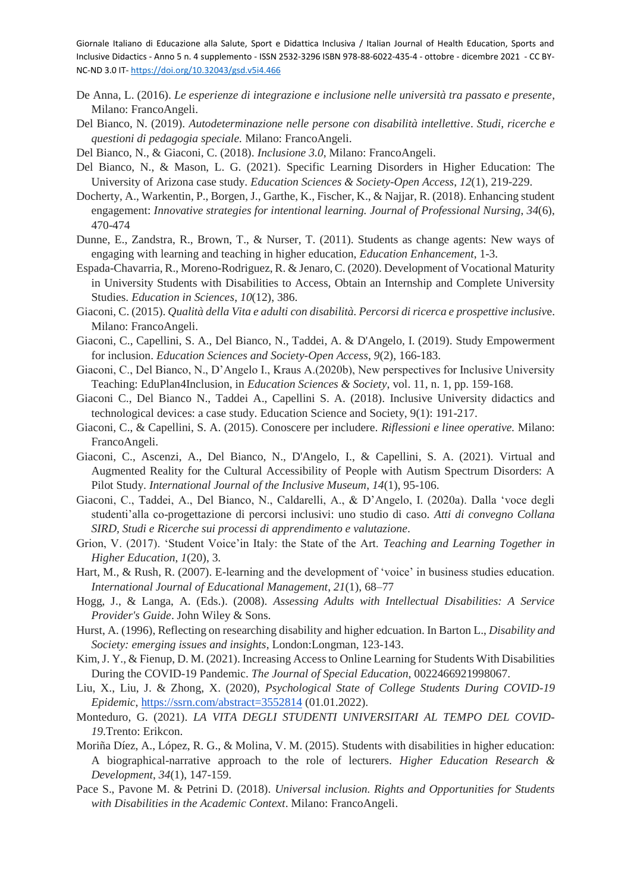De Anna, L. (2016). *Le esperienze di integrazione e inclusione nelle università tra passato e presente*, Milano: FrancoAngeli.

Del Bianco, N. (2019). *Autodeterminazione nelle persone con disabilità intellettive*. *Studi, ricerche e questioni di pedagogia speciale.* Milano: FrancoAngeli.

Del Bianco, N., & Giaconi, C. (2018). *Inclusione 3.0*, Milano: FrancoAngeli.

Del Bianco, N., & Mason, L. G. (2021). Specific Learning Disorders in Higher Education: The University of Arizona case study. *Education Sciences & Society-Open Access*, *12*(1), 219-229.

Docherty, A., Warkentin, P., Borgen, J., Garthe, K., Fischer, K., & Najjar, R. (2018). Enhancing student engagement: *Innovative strategies for intentional learning. Journal of Professional Nursing*, *34*(6), 470-474

Dunne, E., Zandstra, R., Brown, T., & Nurser, T. (2011). Students as change agents: New ways of engaging with learning and teaching in higher education, *Education Enhancement*, 1-3.

Espada-Chavarria, R., Moreno-Rodriguez, R. & Jenaro, C. (2020). Development of Vocational Maturity in University Students with Disabilities to Access, Obtain an Internship and Complete University Studies. *Education in Sciences*, *10*(12), 386.

Giaconi, C. (2015). *Qualità della Vita e adulti con disabilità. Percorsi di ricerca e prospettive inclusive*. Milano: FrancoAngeli.

Giaconi, C., Capellini, S. A., Del Bianco, N., Taddei, A. & D'Angelo, I. (2019). Study Empowerment for inclusion. *Education Sciences and Society-Open Access*, *9*(2), 166-183.

Giaconi, C., Del Bianco, N., D'Angelo I., Kraus A.(2020b), New perspectives for Inclusive University Teaching: EduPlan4Inclusion, in *Education Sciences & Society*, vol. 11, n. 1, pp. 159-168.

Giaconi C., Del Bianco N., Taddei A., Capellini S. A. (2018). Inclusive University didactics and technological devices: a case study. Education Science and Society, 9(1): 191-217.

Giaconi, C., & Capellini, S. A. (2015). Conoscere per includere. *Riflessioni e linee operative.* Milano: FrancoAngeli.

Giaconi, C., Ascenzi, A., Del Bianco, N., D'Angelo, I., & Capellini, S. A. (2021). Virtual and Augmented Reality for the Cultural Accessibility of People with Autism Spectrum Disorders: A Pilot Study. *International Journal of the Inclusive Museum*, *14*(1), 95-106.

Giaconi, C., Taddei, A., Del Bianco, N., Caldarelli, A., & D'Angelo, I. (2020a). Dalla 'voce degli studenti'alla co-progettazione di percorsi inclusivi: uno studio di caso. *Atti di convegno Collana SIRD, Studi e Ricerche sui processi di apprendimento e valutazione*.

Grion, V. (2017). 'Student Voice'in Italy: the State of the Art. *Teaching and Learning Together in Higher Education*, *1*(20), 3.

Hart, M., & Rush, R. (2007). E-learning and the development of 'voice' in business studies education. *International Journal of Educational Management*, *21*(1), 68–77

Hogg, J., & Langa, A. (Eds.). (2008). *Assessing Adults with Intellectual Disabilities: A Service Provider's Guide*. John Wiley & Sons.

Hurst, A. (1996), Reflecting on researching disability and higher edcuation. In Barton L., *Disability and Society: emerging issues and insights*, London:Longman, 123-143.

Kim, J. Y., & Fienup, D. M. (2021). Increasing Access to Online Learning for Students With Disabilities During the COVID-19 Pandemic. *The Journal of Special Education*, 0022466921998067.

Liu, X., Liu, J. & Zhong, X. (2020), *Psychological State of College Students During COVID-19 Epidemic*, https://ssrn.com/abstract=3552814 (01.01.2022).

Monteduro, G. (2021). *LA VITA DEGLI STUDENTI UNIVERSITARI AL TEMPO DEL COVID-19*.Trento: Erikcon.

Moriña Díez, A., López, R. G., & Molina, V. M. (2015). Students with disabilities in higher education: A biographical-narrative approach to the role of lecturers. *Higher Education Research & Development*, *34*(1), 147-159.

Pace S., Pavone M. & Petrini D. (2018). *Universal inclusion. Rights and Opportunities for Students with Disabilities in the Academic Context*. Milano: FrancoAngeli.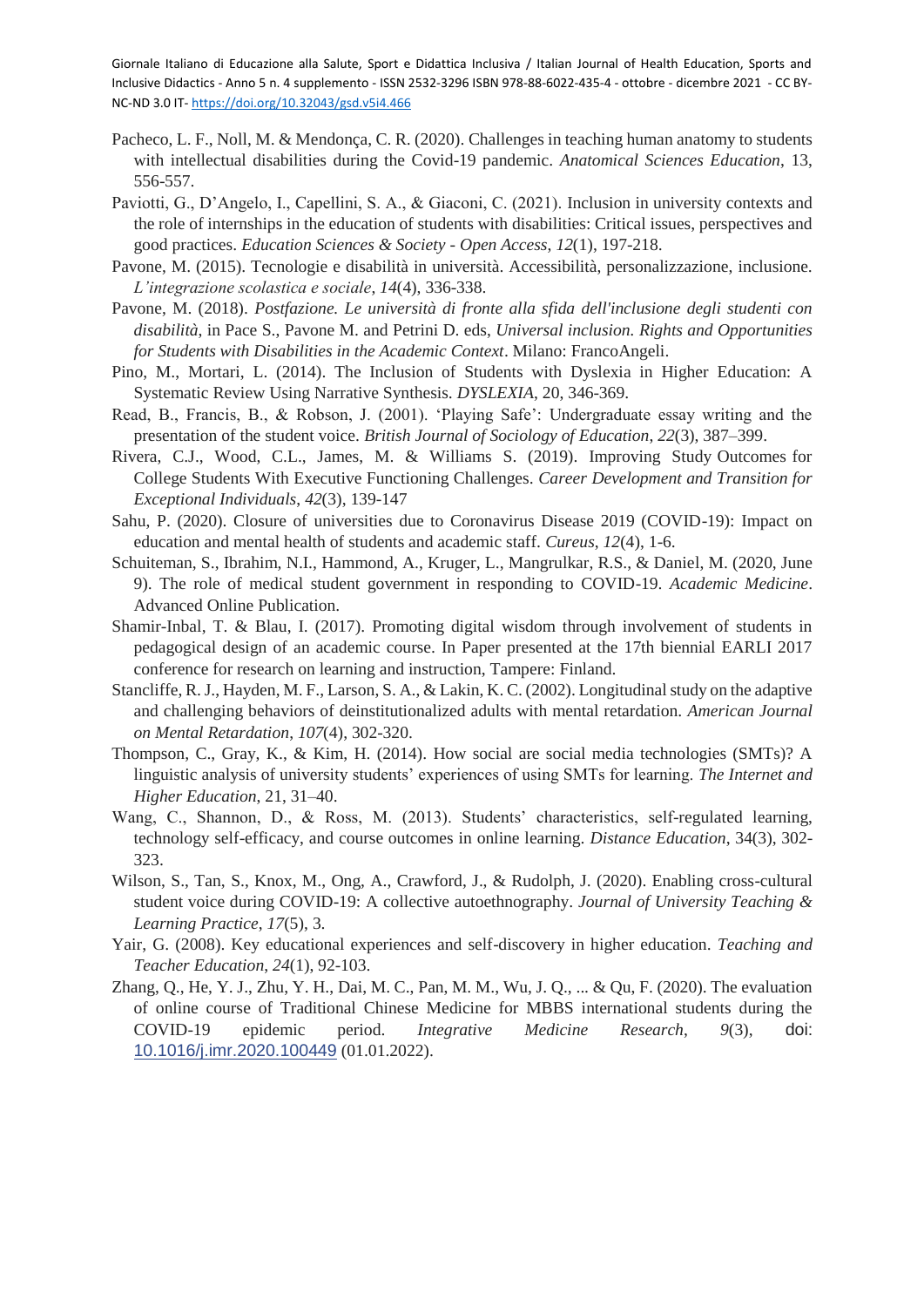Pacheco, L. F., Noll, M. & Mendonça, C. R. (2020). Challenges in teaching human anatomy to students with intellectual disabilities during the Covid-19 pandemic. *Anatomical Sciences Education*, 13, 556-557.

Paviotti, G., D'Angelo, I., Capellini, S. A., & Giaconi, C. (2021). Inclusion in university contexts and the role of internships in the education of students with disabilities: Critical issues, perspectives and good practices. *Education Sciences & Society - Open Access*, *12*(1), 197-218.

Pavone, M. (2015). Tecnologie e disabilità in università. Accessibilità, personalizzazione, inclusione. *L'integrazione scolastica e sociale*, *14*(4), 336-338.

Pavone, M. (2018). *Postfazione. Le università di fronte alla sfida dell'inclusione degli studenti con disabilità*, in Pace S., Pavone M. and Petrini D. eds, *Universal inclusion. Rights and Opportunities for Students with Disabilities in the Academic Context*. Milano: FrancoAngeli.

Pino, M., Mortari, L. (2014). The Inclusion of Students with Dyslexia in Higher Education: A Systematic Review Using Narrative Synthesis. *DYSLEXIA*, 20, 346-369.

Read, B., Francis, B., & Robson, J. (2001). 'Playing Safe': Undergraduate essay writing and the presentation of the student voice. *British Journal of Sociology of Education*, *22*(3), 387–399.

Rivera, C.J., Wood, C.L., James, M. & Williams S. (2019). Improving Study Outcomes for College Students With Executive Functioning Challenges. *Career Development and Transition for Exceptional Individuals*, *42*(3), 139-147

Sahu, P. (2020). Closure of universities due to Coronavirus Disease 2019 (COVID-19): Impact on education and mental health of students and academic staff. *Cureus*, *12*(4), 1-6.

Schuiteman, S., Ibrahim, N.I., Hammond, A., Kruger, L., Mangrulkar, R.S., & Daniel, M. (2020, June 9). The role of medical student government in responding to COVID-19. *Academic Medicine*. Advanced Online Publication.

Shamir-Inbal, T. & Blau, I. (2017). Promoting digital wisdom through involvement of students in pedagogical design of an academic course. In Paper presented at the 17th biennial EARLI 2017 conference for research on learning and instruction, Tampere: Finland.

Stancliffe, R. J., Hayden, M. F., Larson, S. A., & Lakin, K. C. (2002). Longitudinal study on the adaptive and challenging behaviors of deinstitutionalized adults with mental retardation. *American Journal on Mental Retardation*, *107*(4), 302-320.

Thompson, C., Gray, K., & Kim, H. (2014). How social are social media technologies (SMTs)? A linguistic analysis of university students' experiences of using SMTs for learning. *The Internet and Higher Education*, 21, 31–40.

Wang, C., Shannon, D., & Ross, M. (2013). Students' characteristics, self-regulated learning, technology self-efficacy, and course outcomes in online learning. *Distance Education*, 34(3), 302-323.

Wilson, S., Tan, S., Knox, M., Ong, A., Crawford, J., & Rudolph, J. (2020). Enabling cross-cultural student voice during COVID-19: A collective autoethnography. *Journal of University Teaching & Learning Practice*, *17*(5), 3.

Yair, G. (2008). Key educational experiences and self-discovery in higher education. *Teaching and Teacher Education*, *24*(1), 92-103.

Zhang, Q., He, Y. J., Zhu, Y. H., Dai, M. C., Pan, M. M., Wu, J. Q., ... & Qu, F. (2020). The evaluation of online course of Traditional Chinese Medicine for MBBS international students during the COVID-19 epidemic period. *Integrative Medicine Research*, *9*(3), doi: 10.1016/j.imr.2020.100449 (01.01.2022).